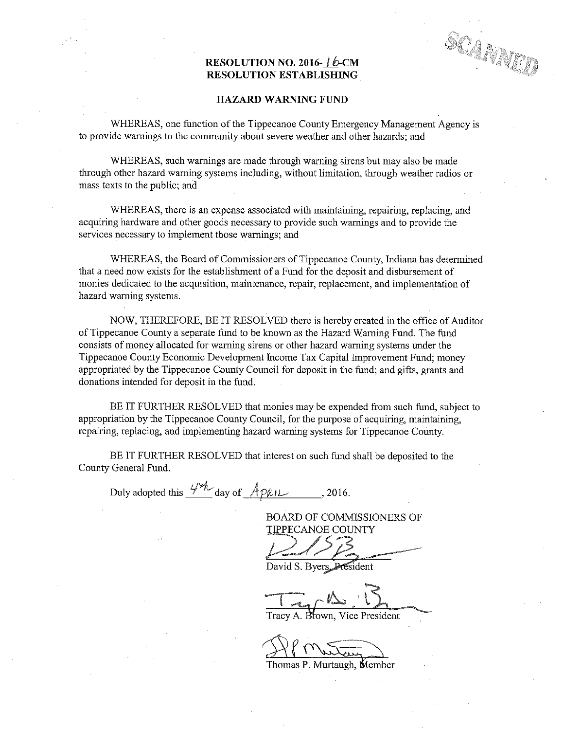# RESOLUTION NO. 2016-16-CM
# RESOLUTION ESTABLISHING

## HAZARD WARNING FUND

WHEREAS, one function of the Tippecanoe County Emergency Management Agency is to provide warnings to the community about severe weather and other hazards; and

WHEREAS, such warnings are made through warning sirens but may also be made through other hazard warning systems including, without limitation, through weather radios or mass texts to the public; and

WHEREAS, there is an expense associated with maintaining, repairing, replacing, and acquiring hardware and other goods necessary to provide such warnings and to provide the services necessary to implement those warnings; and

WHEREAS, the Board of Commissioners of Tippecanoe County, Indiana has determined that a need now exists for the establishment of a Fund for the deposit and disbursement of monies dedicated to the acquisition, maintenance, repair, replacement, and implementation of hazard warning systems.

NOW, THEREFORE, BE IT RESOLVED there is hereby created in the office of Auditor of Tippecanoe County a separate fund to be known as the Hazard Warning Fund. The fund consists of money allocated for warning sirens or other hazard warning systems under the Tippecanoe County Economic Development Income Tax Capital Improvement Fund; money appropriated by the Tippecanoe County Council for deposit in the fund; and gifts, grants and donations intended for deposit in the fund.

BE IT FURTHER RESOLVED that monies may be expended from such fund, subject to appropriation by the Tippecanoe County Council, for the purpose of acquiring, maintaining, repairing, replacing, and implementing hazard warning systems for Tippecanoe County.

BE IT FURTHER RESOLVED that interest on such fund shall be deposited to the County General Fund.

Duly adopted this 4th day of April, 2016.

BOARD OF COMMISSIONERS OF TIPPECANOE COUNTY

David S. Byers, President

Tracy A. Brown, Vice President

Thomas P. Murtaugh, Member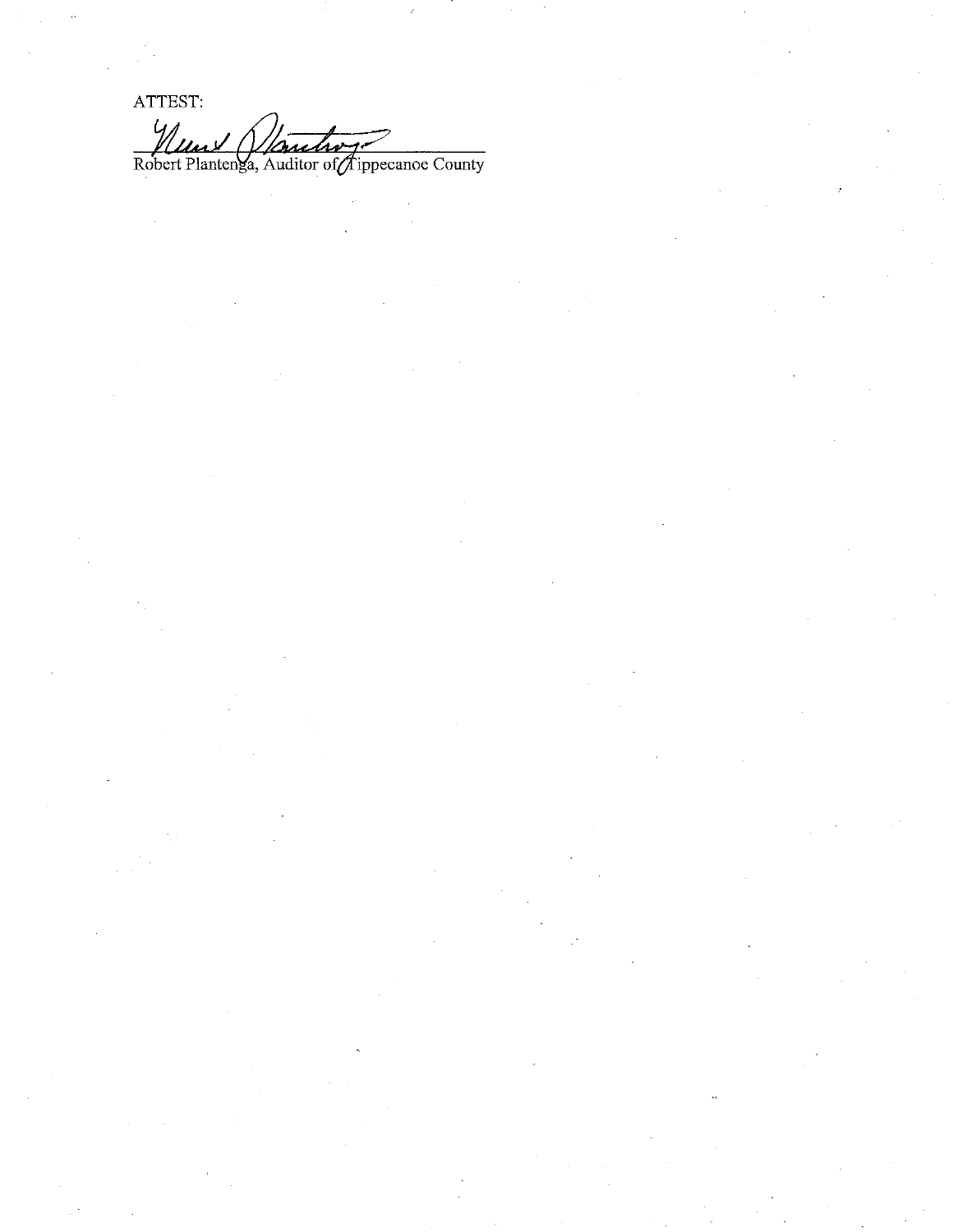ATTEST:

Robert Plantenga, Auditor of Tippecanoe County